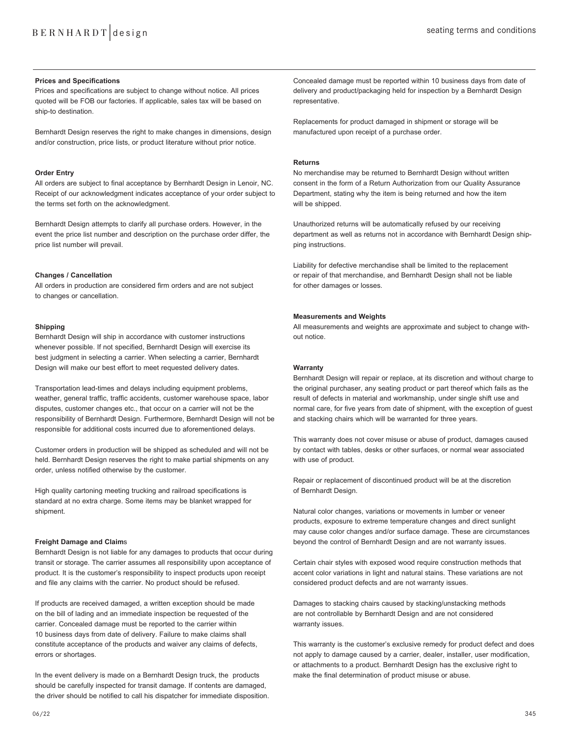# seating terms and conditions

**Prices and Specifications**

Prices and specifications are subject to change without notice. All prices quoted will be FOB our factories. If applicable, sales tax will be based on ship-to destination.

Bernhardt Design reserves the right to make changes in dimensions, design and/or construction, price lists, or product literature without prior notice.

**Order Entry**

All orders are subject to final acceptance by Bernhardt Design in Lenoir, NC. Receipt of our acknowledgment indicates acceptance of your order subject to the terms set forth on the acknowledgment.

Bernhardt Design attempts to clarify all purchase orders. However, in the event the price list number and description on the purchase order differ, the price list number will prevail.

**Changes / Cancellation**

All orders in production are considered firm orders and are not subject to changes or cancellation.

**Shipping**

Bernhardt Design will ship in accordance with customer instructions whenever possible. If not specified, Bernhardt Design will exercise its best judgment in selecting a carrier. When selecting a carrier, Bernhardt Design will make our best effort to meet requested delivery dates.

Transportation lead-times and delays including equipment problems, weather, general traffic, traffic accidents, customer warehouse space, labor disputes, customer changes etc., that occur on a carrier will not be the responsibility of Bernhardt Design. Furthermore, Bernhardt Design will not be responsible for additional costs incurred due to aforementioned delays.

Customer orders in production will be shipped as scheduled and will not be held. Bernhardt Design reserves the right to make partial shipments on any order, unless notified otherwise by the customer.

High quality cartoning meeting trucking and railroad specifications is standard at no extra charge. Some items may be blanket wrapped for shipment.

**Freight Damage and Claims**

Bernhardt Design is not liable for any damages to products that occur during transit or storage. The carrier assumes all responsibility upon acceptance of product. It is the customer's responsibility to inspect products upon receipt and file any claims with the carrier. No product should be refused.

If products are received damaged, a written exception should be made on the bill of lading and an immediate inspection be requested of the carrier. Concealed damage must be reported to the carrier within 10 business days from date of delivery. Failure to make claims shall constitute acceptance of the products and waiver any claims of defects, errors or shortages.

In the event delivery is made on a Bernhardt Design truck, the products should be carefully inspected for transit damage. If contents are damaged, the driver should be notified to call his dispatcher for immediate disposition. Concealed damage must be reported within 10 business days from date of delivery and product/packaging held for inspection by a Bernhardt Design representative.

Replacements for product damaged in shipment or storage will be manufactured upon receipt of a purchase order.

**Returns**

No merchandise may be returned to Bernhardt Design without written consent in the form of a Return Authorization from our Quality Assurance Department, stating why the item is being returned and how the item will be shipped.

Unauthorized returns will be automatically refused by our receiving department as well as returns not in accordance with Bernhardt Design shipping instructions.

Liability for defective merchandise shall be limited to the replacement or repair of that merchandise, and Bernhardt Design shall not be liable for other damages or losses.

**Measurements and Weights**

All measurements and weights are approximate and subject to change without notice.

**Warranty**

Bernhardt Design will repair or replace, at its discretion and without charge to the original purchaser, any seating product or part thereof which fails as the result of defects in material and workmanship, under single shift use and normal care, for five years from date of shipment, with the exception of guest and stacking chairs which will be warranted for three years.

This warranty does not cover misuse or abuse of product, damages caused by contact with tables, desks or other surfaces, or normal wear associated with use of product.

Repair or replacement of discontinued product will be at the discretion of Bernhardt Design.

Natural color changes, variations or movements in lumber or veneer products, exposure to extreme temperature changes and direct sunlight may cause color changes and/or surface damage. These are circumstances beyond the control of Bernhardt Design and are not warranty issues.

Certain chair styles with exposed wood require construction methods that accent color variations in light and natural stains. These variations are not considered product defects and are not warranty issues.

Damages to stacking chairs caused by stacking/unstacking methods are not controllable by Bernhardt Design and are not considered warranty issues.

This warranty is the customer's exclusive remedy for product defect and does not apply to damage caused by a carrier, dealer, installer, user modification, or attachments to a product. Bernhardt Design has the exclusive right to make the final determination of product misuse or abuse.

06/22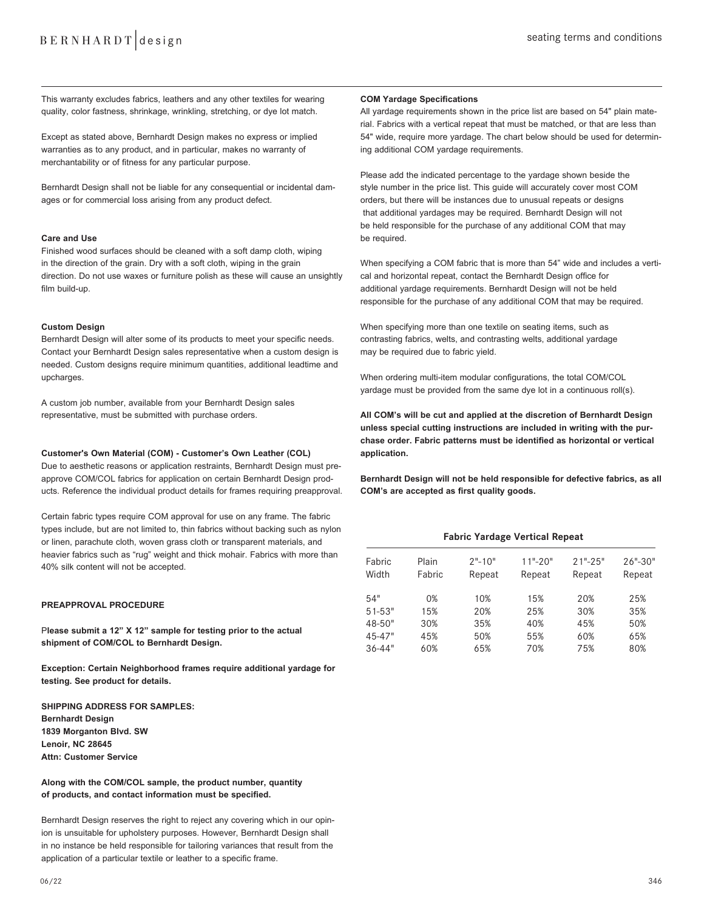This warranty excludes fabrics, leathers and any other textiles for wearing quality, color fastness, shrinkage, wrinkling, stretching, or dye lot match.

Except as stated above, Bernhardt Design makes no express or implied warranties as to any product, and in particular, makes no warranty of merchantability or of fitness for any particular purpose.

Bernhardt Design shall not be liable for any consequential or incidental damages or for commercial loss arising from any product defect.

### Care and Use

Finished wood surfaces should be cleaned with a soft damp cloth, wiping in the direction of the grain. Dry with a soft cloth, wiping in the grain direction. Do not use waxes or furniture polish as these will cause an unsightly film build-up.

### Custom Design

Bernhardt Design will alter some of its products to meet your specific needs. Contact your Bernhardt Design sales representative when a custom design is needed. Custom designs require minimum quantities, additional leadtime and upcharges.

A custom job number, available from your Bernhardt Design sales representative, must be submitted with purchase orders.

### Customer's Own Material (COM) - Customer's Own Leather (COL)

Due to aesthetic reasons or application restraints, Bernhardt Design must preapprove COM/COL fabrics for application on certain Bernhardt Design products. Reference the individual product details for frames requiring preapproval.

Certain fabric types require COM approval for use on any frame. The fabric types include, but are not limited to, thin fabrics without backing such as nylon or linen, parachute cloth, woven grass cloth or transparent materials, and heavier fabrics such as "rug" weight and thick mohair. Fabrics with more than 40% silk content will not be accepted.

### PREAPPROVAL PROCEDURE

**Please submit a 12" X 12" sample for testing prior to the actual shipment of COM/COL to Bernhardt Design.**

**Exception: Certain Neighborhood frames require additional yardage for testing. See product for details.**

**SHIPPING ADDRESS FOR SAMPLES:**
**Bernhardt Design**
**1839 Morganton Blvd. SW**
**Lenoir, NC 28645**
**Attn: Customer Service**

**Along with the COM/COL sample, the product number, quantity of products, and contact information must be specified.**

Bernhardt Design reserves the right to reject any covering which in our opinion is unsuitable for upholstery purposes. However, Bernhardt Design shall in no instance be held responsible for tailoring variances that result from the application of a particular textile or leather to a specific frame.

### COM Yardage Specifications

All yardage requirements shown in the price list are based on 54" plain material. Fabrics with a vertical repeat that must be matched, or that are less than 54" wide, require more yardage. The chart below should be used for determining additional COM yardage requirements.

Please add the indicated percentage to the yardage shown beside the style number in the price list. This guide will accurately cover most COM orders, but there will be instances due to unusual repeats or designs that additional yardages may be required. Bernhardt Design will not be held responsible for the purchase of any additional COM that may be required.

When specifying a COM fabric that is more than 54" wide and includes a vertical and horizontal repeat, contact the Bernhardt Design office for additional yardage requirements. Bernhardt Design will not be held responsible for the purchase of any additional COM that may be required.

When specifying more than one textile on seating items, such as contrasting fabrics, welts, and contrasting welts, additional yardage may be required due to fabric yield.

When ordering multi-item modular configurations, the total COM/COL yardage must be provided from the same dye lot in a continuous roll(s).

**All COM's will be cut and applied at the discretion of Bernhardt Design unless special cutting instructions are included in writing with the purchase order. Fabric patterns must be identified as horizontal or vertical application.**

**Bernhardt Design will not be held responsible for defective fabrics, as all COM's are accepted as first quality goods.**

**Fabric Yardage Vertical Repeat**

| Fabric Width | Plain Fabric | 2"-10" Repeat | 11"-20" Repeat | 21"-25" Repeat | 26"-30" Repeat |
|---|---|---|---|---|---|
| 54" | 0% | 10% | 15% | 20% | 25% |
| 51-53" | 15% | 20% | 25% | 30% | 35% |
| 48-50" | 30% | 35% | 40% | 45% | 50% |
| 45-47" | 45% | 50% | 55% | 60% | 65% |
| 36-44" | 60% | 65% | 70% | 75% | 80% |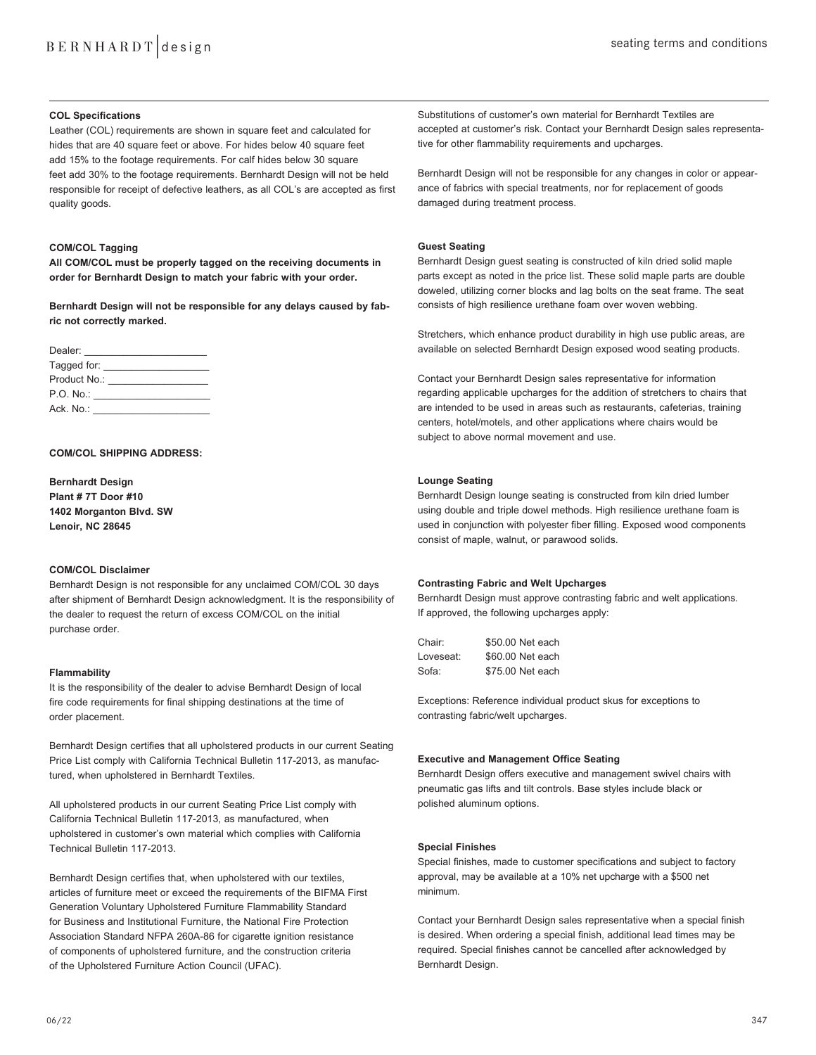### COL Specifications

Leather (COL) requirements are shown in square feet and calculated for hides that are 40 square feet or above. For hides below 40 square feet add 15% to the footage requirements. For calf hides below 30 square feet add 30% to the footage requirements. Bernhardt Design will not be held responsible for receipt of defective leathers, as all COL's are accepted as first quality goods.

### COM/COL Tagging

**All COM/COL must be properly tagged on the receiving documents in order for Bernhardt Design to match your fabric with your order.**

**Bernhardt Design will not be responsible for any delays caused by fabric not correctly marked.**

Dealer: ______________________
Tagged for: ___________________
Product No.: __________________
P.O. No.: _____________________
Ack. No.: _____________________

**COM/COL SHIPPING ADDRESS:**

**Bernhardt Design**
**Plant # 7T Door #10**
**1402 Morganton Blvd. SW**
**Lenoir, NC 28645**

### COM/COL Disclaimer

Bernhardt Design is not responsible for any unclaimed COM/COL 30 days after shipment of Bernhardt Design acknowledgment. It is the responsibility of the dealer to request the return of excess COM/COL on the initial purchase order.

### Flammability

It is the responsibility of the dealer to advise Bernhardt Design of local fire code requirements for final shipping destinations at the time of order placement.

Bernhardt Design certifies that all upholstered products in our current Seating Price List comply with California Technical Bulletin 117-2013, as manufactured, when upholstered in Bernhardt Textiles.

All upholstered products in our current Seating Price List comply with California Technical Bulletin 117-2013, as manufactured, when upholstered in customer's own material which complies with California Technical Bulletin 117-2013.

Bernhardt Design certifies that, when upholstered with our textiles, articles of furniture meet or exceed the requirements of the BIFMA First Generation Voluntary Upholstered Furniture Flammability Standard for Business and Institutional Furniture, the National Fire Protection Association Standard NFPA 260A-86 for cigarette ignition resistance of components of upholstered furniture, and the construction criteria of the Upholstered Furniture Action Council (UFAC).

Substitutions of customer's own material for Bernhardt Textiles are accepted at customer's risk. Contact your Bernhardt Design sales representative for other flammability requirements and upcharges.

Bernhardt Design will not be responsible for any changes in color or appearance of fabrics with special treatments, nor for replacement of goods damaged during treatment process.

### Guest Seating

Bernhardt Design guest seating is constructed of kiln dried solid maple parts except as noted in the price list. These solid maple parts are double doweled, utilizing corner blocks and lag bolts on the seat frame. The seat consists of high resilience urethane foam over woven webbing.

Stretchers, which enhance product durability in high use public areas, are available on selected Bernhardt Design exposed wood seating products.

Contact your Bernhardt Design sales representative for information regarding applicable upcharges for the addition of stretchers to chairs that are intended to be used in areas such as restaurants, cafeterias, training centers, hotel/motels, and other applications where chairs would be subject to above normal movement and use.

### Lounge Seating

Bernhardt Design lounge seating is constructed from kiln dried lumber using double and triple dowel methods. High resilience urethane foam is used in conjunction with polyester fiber filling. Exposed wood components consist of maple, walnut, or parawood solids.

### Contrasting Fabric and Welt Upcharges

Bernhardt Design must approve contrasting fabric and welt applications. If approved, the following upcharges apply:

| | |
|---|---|
| Chair: | $50.00 Net each |
| Loveseat: | $60.00 Net each |
| Sofa: | $75.00 Net each |

Exceptions: Reference individual product skus for exceptions to contrasting fabric/welt upcharges.

### Executive and Management Office Seating

Bernhardt Design offers executive and management swivel chairs with pneumatic gas lifts and tilt controls. Base styles include black or polished aluminum options.

### Special Finishes

Special finishes, made to customer specifications and subject to factory approval, may be available at a 10% net upcharge with a $500 net minimum.

Contact your Bernhardt Design sales representative when a special finish is desired. When ordering a special finish, additional lead times may be required. Special finishes cannot be cancelled after acknowledged by Bernhardt Design.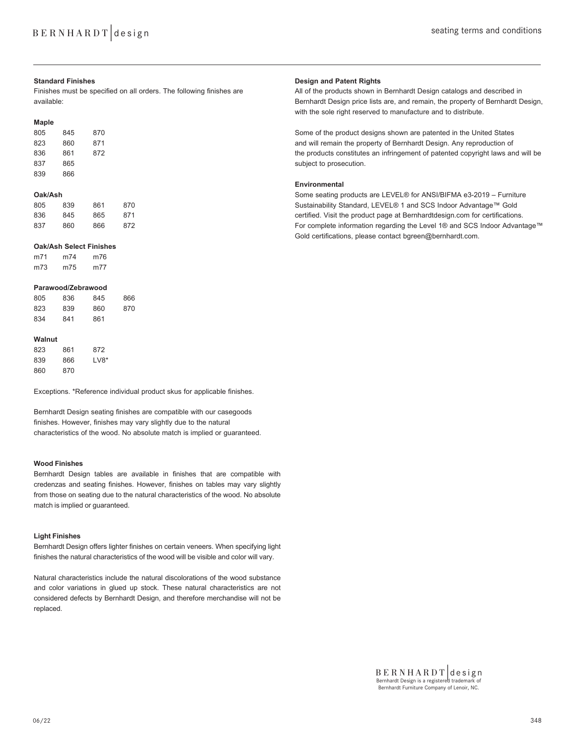### Standard Finishes

Finishes must be specified on all orders. The following finishes are available:

**Maple**

| | | |
|---|---|---|
| 805 | 845 | 870 |
| 823 | 860 | 871 |
| 836 | 861 | 872 |
| 837 | 865 | |
| 839 | 866 | |

**Oak/Ash**

| | | | |
|---|---|---|---|
| 805 | 839 | 861 | 870 |
| 836 | 845 | 865 | 871 |
| 837 | 860 | 866 | 872 |

**Oak/Ash Select Finishes**

| | | |
|---|---|---|
| m71 | m74 | m76 |
| m73 | m75 | m77 |

**Parawood/Zebrawood**

| | | | |
|---|---|---|---|
| 805 | 836 | 845 | 866 |
| 823 | 839 | 860 | 870 |
| 834 | 841 | 861 | |

**Walnut**

| | | |
|---|---|---|
| 823 | 861 | 872 |
| 839 | 866 | LV8* |
| 860 | 870 | |

Exceptions. *Reference individual product skus for applicable finishes.

Bernhardt Design seating finishes are compatible with our casegoods finishes. However, finishes may vary slightly due to the natural characteristics of the wood. No absolute match is implied or guaranteed.

### Wood Finishes

Bernhardt Design tables are available in finishes that are compatible with credenzas and seating finishes. However, finishes on tables may vary slightly from those on seating due to the natural characteristics of the wood. No absolute match is implied or guaranteed.

### Light Finishes

Bernhardt Design offers lighter finishes on certain veneers. When specifying light finishes the natural characteristics of the wood will be visible and color will vary.

Natural characteristics include the natural discolorations of the wood substance and color variations in glued up stock. These natural characteristics are not considered defects by Bernhardt Design, and therefore merchandise will not be replaced.

### Design and Patent Rights

All of the products shown in Bernhardt Design catalogs and described in Bernhardt Design price lists are, and remain, the property of Bernhardt Design, with the sole right reserved to manufacture and to distribute.

Some of the product designs shown are patented in the United States and will remain the property of Bernhardt Design. Any reproduction of the products constitutes an infringement of patented copyright laws and will be subject to prosecution.

### Environmental

Some seating products are LEVEL® for ANSI/BIFMA e3-2019 – Furniture Sustainability Standard, LEVEL® 1 and SCS Indoor Advantage™ Gold certified. Visit the product page at Bernhardtdesign.com for certifications. For complete information regarding the Level 1® and SCS Indoor Advantage™ Gold certifications, please contact bgreen@bernhardt.com.

BERNHARDT design
Bernhardt Design is a registered trademark of Bernhardt Furniture Company of Lenoir, NC.